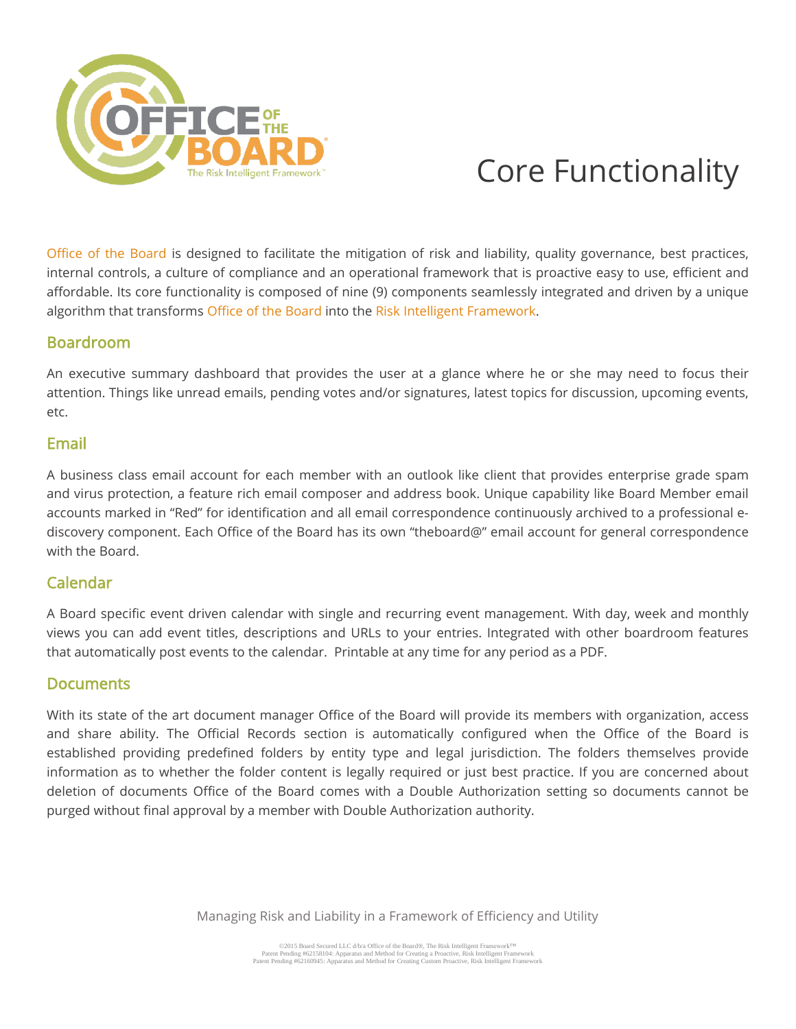# Core Functionality

Office of the Board is designed to facilitate the mitigation of risk and liability, quality governance, best practices, internal controls, a culture of compliance and an operational framework that is proactive easy to use, efficient and affordable. Its core functionality is composed of nine (9) components seamlessly integrated and driven by a unique algorithm that transforms Office of the Board into the Risk Intelligent Framework.

## Boardroom

An executive summary dashboard that provides the user at a glance where he or she may need to focus their attention. Things like unread emails, pending votes and/or signatures, latest topics for discussion, upcoming events, etc.

## Email

A business class email account for each member with an outlook like client that provides enterprise grade spam and virus protection, a feature rich email composer and address book. Unique capability like Board Member email accounts marked in "Red" for identification and all email correspondence continuously archived to a professional e-discovery component. Each Office of the Board has its own "theboard@" email account for general correspondence with the Board.

## Calendar

A Board specific event driven calendar with single and recurring event management. With day, week and monthly views you can add event titles, descriptions and URLs to your entries. Integrated with other boardroom features that automatically post events to the calendar. Printable at any time for any period as a PDF.

## Documents

With its state of the art document manager Office of the Board will provide its members with organization, access and share ability. The Official Records section is automatically configured when the Office of the Board is established providing predefined folders by entity type and legal jurisdiction. The folders themselves provide information as to whether the folder content is legally required or just best practice. If you are concerned about deletion of documents Office of the Board comes with a Double Authorization setting so documents cannot be purged without final approval by a member with Double Authorization authority.

Managing Risk and Liability in a Framework of Efficiency and Utility

©2015 Board Secured LLC d/b/a Office of the Board®, The Risk Intelligent Framework™
Patent Pending #62158104: Apparatus and Method for Creating a Proactive, Risk Intelligent Framework
Patent Pending #62160945: Apparatus and Method for Creating Custom Proactive, Risk Intelligent Framework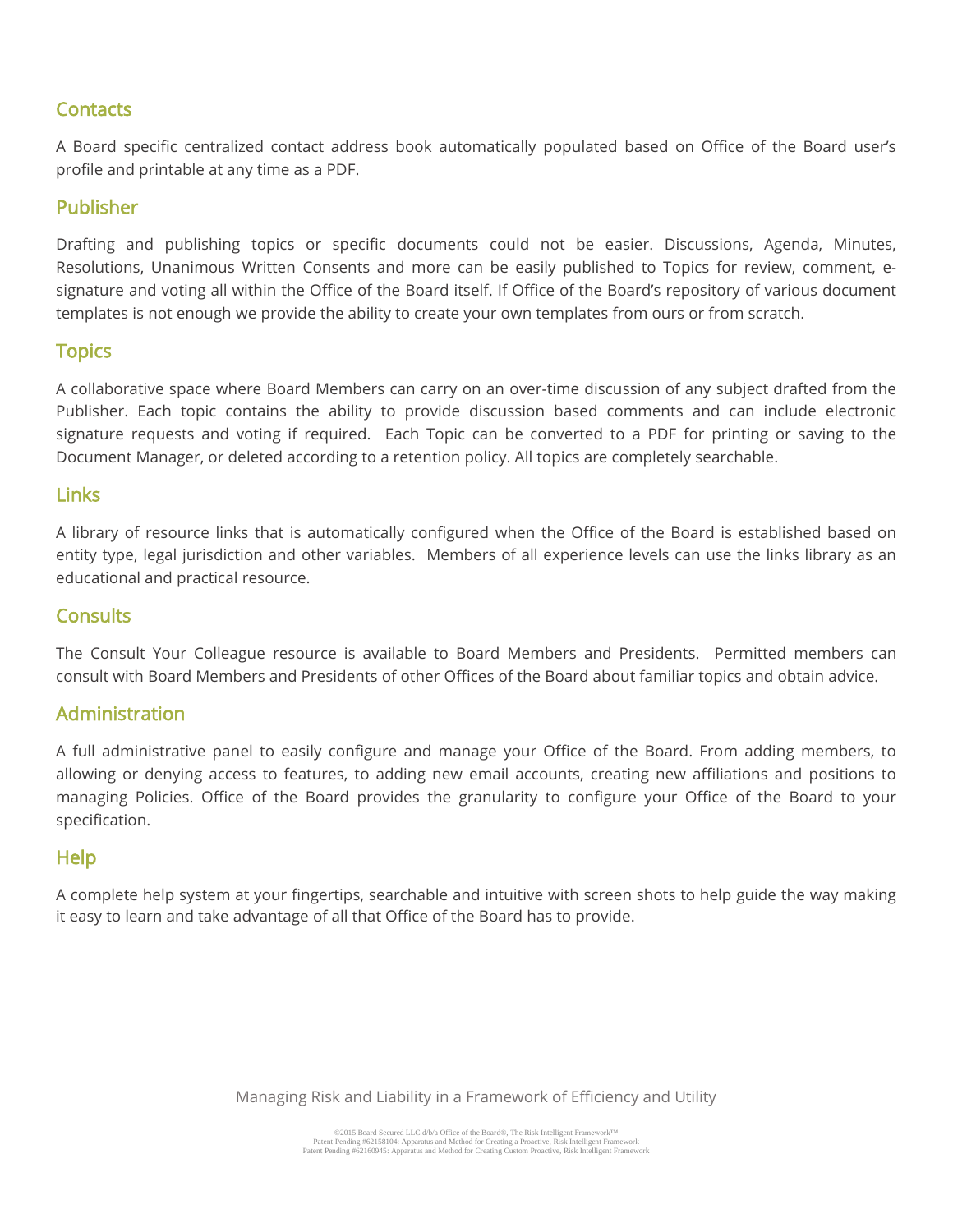## Contacts

A Board specific centralized contact address book automatically populated based on Office of the Board user's profile and printable at any time as a PDF.

## Publisher

Drafting and publishing topics or specific documents could not be easier. Discussions, Agenda, Minutes, Resolutions, Unanimous Written Consents and more can be easily published to Topics for review, comment, e-signature and voting all within the Office of the Board itself. If Office of the Board's repository of various document templates is not enough we provide the ability to create your own templates from ours or from scratch.

## Topics

A collaborative space where Board Members can carry on an over-time discussion of any subject drafted from the Publisher. Each topic contains the ability to provide discussion based comments and can include electronic signature requests and voting if required. Each Topic can be converted to a PDF for printing or saving to the Document Manager, or deleted according to a retention policy. All topics are completely searchable.

## Links

A library of resource links that is automatically configured when the Office of the Board is established based on entity type, legal jurisdiction and other variables. Members of all experience levels can use the links library as an educational and practical resource.

## Consults

The Consult Your Colleague resource is available to Board Members and Presidents. Permitted members can consult with Board Members and Presidents of other Offices of the Board about familiar topics and obtain advice.

## Administration

A full administrative panel to easily configure and manage your Office of the Board. From adding members, to allowing or denying access to features, to adding new email accounts, creating new affiliations and positions to managing Policies. Office of the Board provides the granularity to configure your Office of the Board to your specification.

## Help

A complete help system at your fingertips, searchable and intuitive with screen shots to help guide the way making it easy to learn and take advantage of all that Office of the Board has to provide.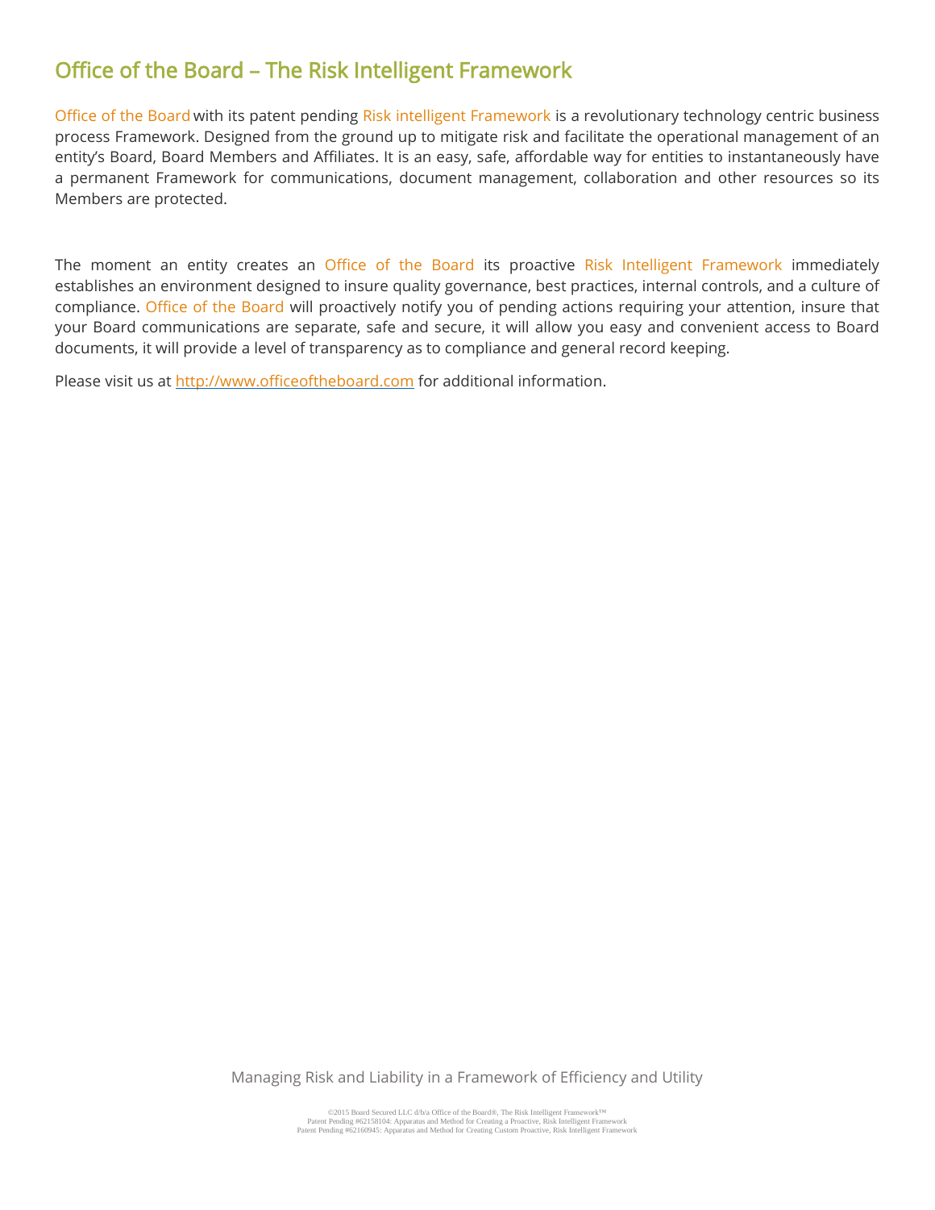# Office of the Board – The Risk Intelligent Framework

Office of the Board with its patent pending Risk intelligent Framework is a revolutionary technology centric business process Framework. Designed from the ground up to mitigate risk and facilitate the operational management of an entity's Board, Board Members and Affiliates. It is an easy, safe, affordable way for entities to instantaneously have a permanent Framework for communications, document management, collaboration and other resources so its Members are protected.

The moment an entity creates an Office of the Board its proactive Risk Intelligent Framework immediately establishes an environment designed to insure quality governance, best practices, internal controls, and a culture of compliance. Office of the Board will proactively notify you of pending actions requiring your attention, insure that your Board communications are separate, safe and secure, it will allow you easy and convenient access to Board documents, it will provide a level of transparency as to compliance and general record keeping.

Please visit us at http://www.officeoftheboard.com for additional information.

Managing Risk and Liability in a Framework of Efficiency and Utility

©2015 Board Secured LLC d/b/a Office of the Board®, The Risk Intelligent Framework™
Patent Pending #62158104: Apparatus and Method for Creating a Proactive, Risk Intelligent Framework
Patent Pending #62160945: Apparatus and Method for Creating Custom Proactive, Risk Intelligent Framework